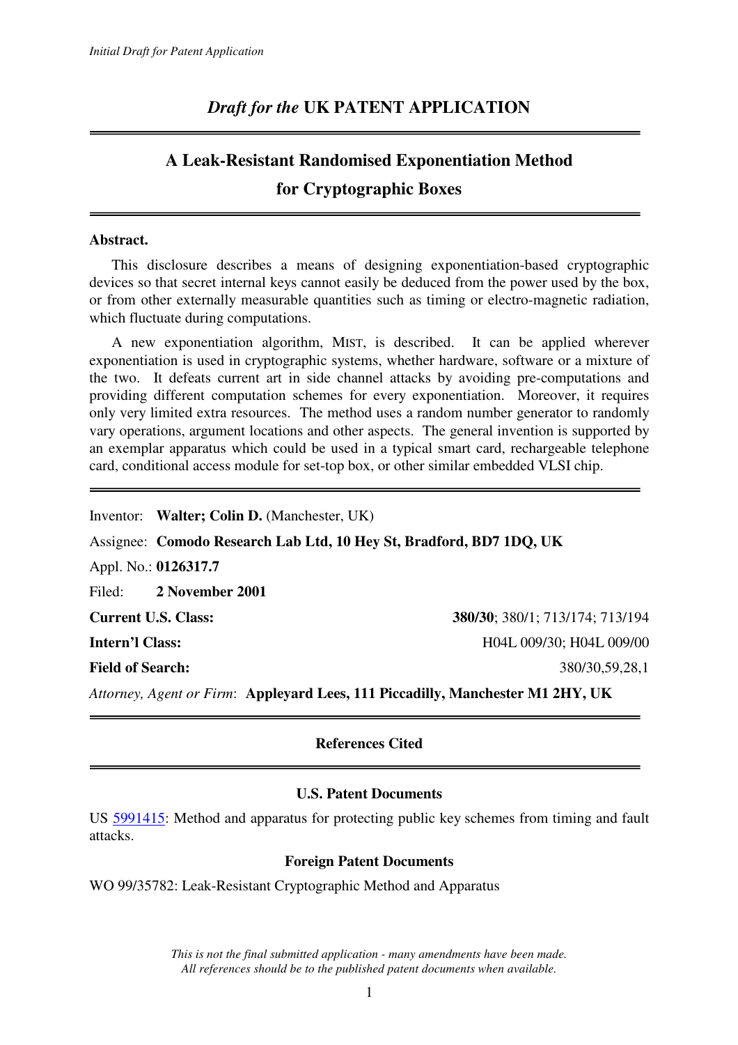# *Draft for the* UK PATENT APPLICATION

## A Leak-Resistant Randomised Exponentiation Method for Cryptographic Boxes

**Abstract.**

This disclosure describes a means of designing exponentiation-based cryptographic devices so that secret internal keys cannot easily be deduced from the power used by the box, or from other externally measurable quantities such as timing or electro-magnetic radiation, which fluctuate during computations.

A new exponentiation algorithm, MIST, is described. It can be applied wherever exponentiation is used in cryptographic systems, whether hardware, software or a mixture of the two. It defeats current art in side channel attacks by avoiding pre-computations and providing different computation schemes for every exponentiation. Moreover, it requires only very limited extra resources. The method uses a random number generator to randomly vary operations, argument locations and other aspects. The general invention is supported by an exemplar apparatus which could be used in a typical smart card, rechargeable telephone card, conditional access module for set-top box, or other similar embedded VLSI chip.

Inventor: **Walter; Colin D.** (Manchester, UK)

Assignee: **Comodo Research Lab Ltd, 10 Hey St, Bradford, BD7 1DQ, UK**

Appl. No.: **0126317.7**

Filed: **2 November 2001**

**Current U.S. Class:** **380/30**; 380/1; 713/174; 713/194

**Intern'l Class:** H04L 009/30; H04L 009/00

**Field of Search:** 380/30,59,28,1

*Attorney, Agent or Firm*: **Appleyard Lees, 111 Piccadilly, Manchester M1 2HY, UK**

### References Cited

#### U.S. Patent Documents

US 5991415: Method and apparatus for protecting public key schemes from timing and fault attacks.

#### Foreign Patent Documents

WO 99/35782: Leak-Resistant Cryptographic Method and Apparatus

*This is not the final submitted application - many amendments have been made.*
*All references should be to the published patent documents when available.*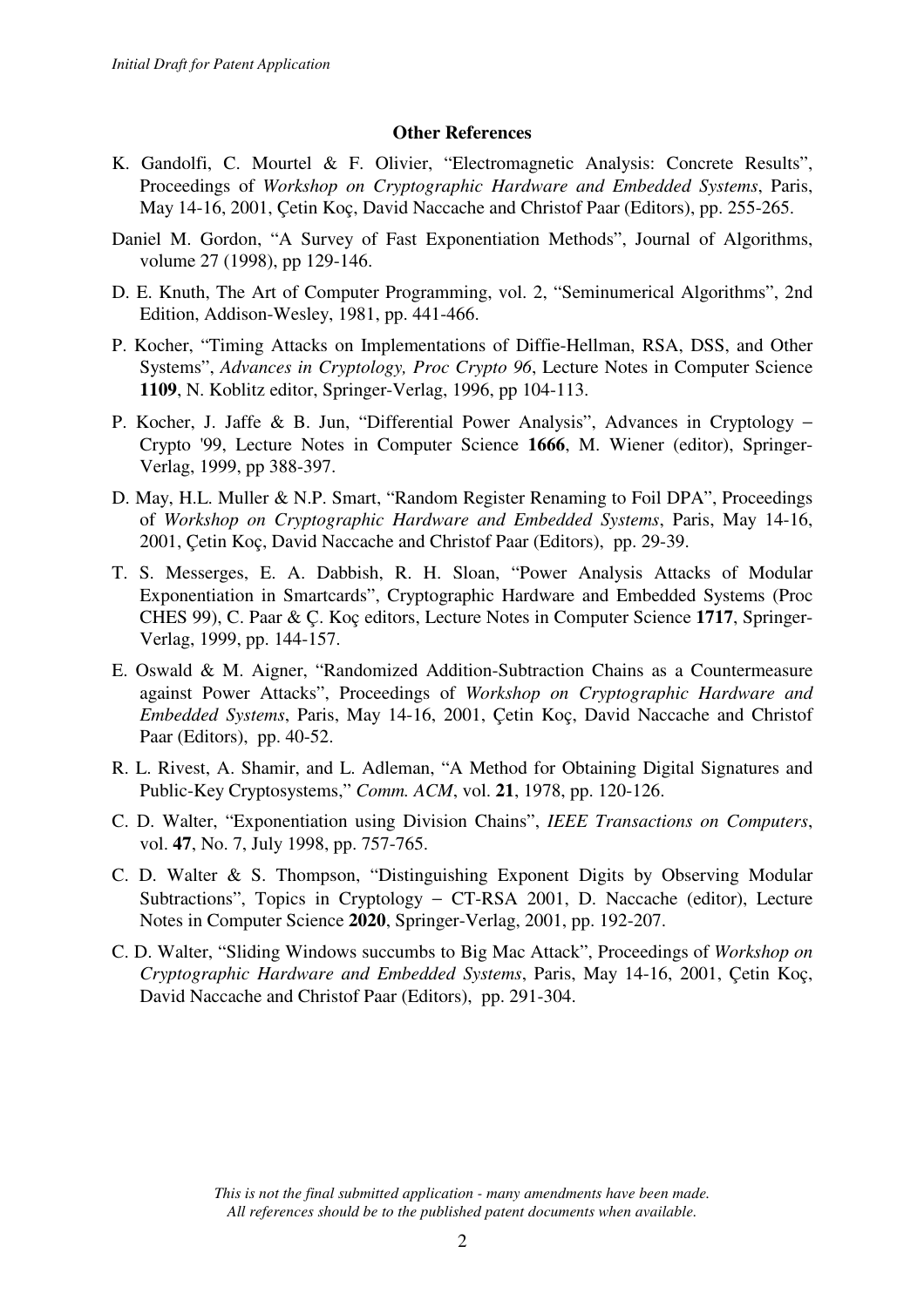**Other References**

K. Gandolfi, C. Mourtel & F. Olivier, "Electromagnetic Analysis: Concrete Results", Proceedings of *Workshop on Cryptographic Hardware and Embedded Systems*, Paris, May 14-16, 2001, Çetin Koç, David Naccache and Christof Paar (Editors), pp. 255-265.

Daniel M. Gordon, "A Survey of Fast Exponentiation Methods", Journal of Algorithms, volume 27 (1998), pp 129-146.

D. E. Knuth, The Art of Computer Programming, vol. 2, "Seminumerical Algorithms", 2nd Edition, Addison-Wesley, 1981, pp. 441-466.

P. Kocher, "Timing Attacks on Implementations of Diffie-Hellman, RSA, DSS, and Other Systems", *Advances in Cryptology, Proc Crypto 96*, Lecture Notes in Computer Science **1109**, N. Koblitz editor, Springer-Verlag, 1996, pp 104-113.

P. Kocher, J. Jaffe & B. Jun, "Differential Power Analysis", Advances in Cryptology – Crypto '99, Lecture Notes in Computer Science **1666**, M. Wiener (editor), Springer-Verlag, 1999, pp 388-397.

D. May, H.L. Muller & N.P. Smart, "Random Register Renaming to Foil DPA", Proceedings of *Workshop on Cryptographic Hardware and Embedded Systems*, Paris, May 14-16, 2001, Çetin Koç, David Naccache and Christof Paar (Editors), pp. 29-39.

T. S. Messerges, E. A. Dabbish, R. H. Sloan, "Power Analysis Attacks of Modular Exponentiation in Smartcards", Cryptographic Hardware and Embedded Systems (Proc CHES 99), C. Paar & Ç. Koç editors, Lecture Notes in Computer Science **1717**, Springer-Verlag, 1999, pp. 144-157.

E. Oswald & M. Aigner, "Randomized Addition-Subtraction Chains as a Countermeasure against Power Attacks", Proceedings of *Workshop on Cryptographic Hardware and Embedded Systems*, Paris, May 14-16, 2001, Çetin Koç, David Naccache and Christof Paar (Editors), pp. 40-52.

R. L. Rivest, A. Shamir, and L. Adleman, "A Method for Obtaining Digital Signatures and Public-Key Cryptosystems," *Comm. ACM*, vol. **21**, 1978, pp. 120-126.

C. D. Walter, "Exponentiation using Division Chains", *IEEE Transactions on Computers*, vol. **47**, No. 7, July 1998, pp. 757-765.

C. D. Walter & S. Thompson, "Distinguishing Exponent Digits by Observing Modular Subtractions", Topics in Cryptology – CT-RSA 2001, D. Naccache (editor), Lecture Notes in Computer Science **2020**, Springer-Verlag, 2001, pp. 192-207.

C. D. Walter, "Sliding Windows succumbs to Big Mac Attack", Proceedings of *Workshop on Cryptographic Hardware and Embedded Systems*, Paris, May 14-16, 2001, Çetin Koç, David Naccache and Christof Paar (Editors), pp. 291-304.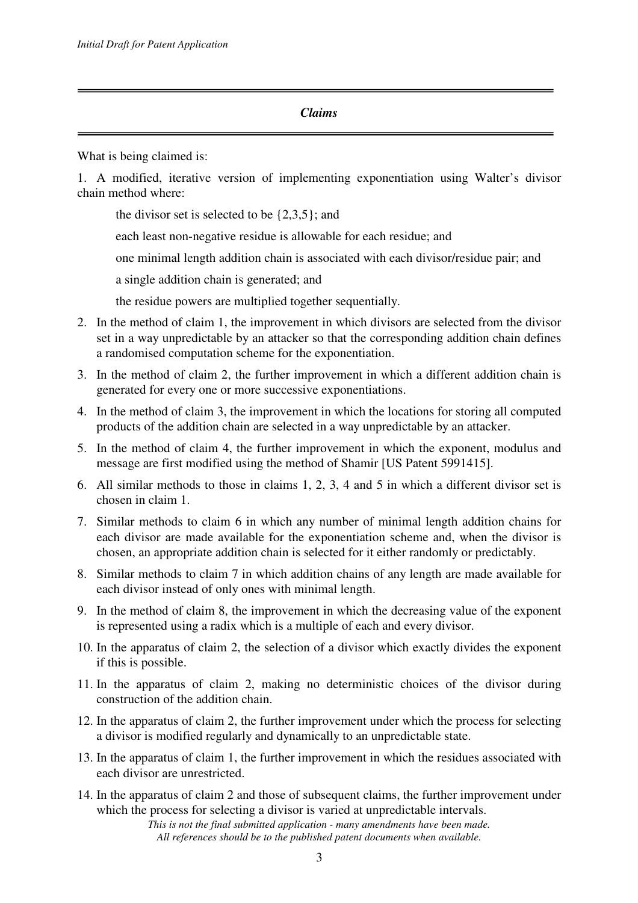## *Claims*

What is being claimed is:

1. A modified, iterative version of implementing exponentiation using Walter's divisor chain method where:

   the divisor set is selected to be {2,3,5}; and

   each least non-negative residue is allowable for each residue; and

   one minimal length addition chain is associated with each divisor/residue pair; and

   a single addition chain is generated; and

   the residue powers are multiplied together sequentially.

2. In the method of claim 1, the improvement in which divisors are selected from the divisor set in a way unpredictable by an attacker so that the corresponding addition chain defines a randomised computation scheme for the exponentiation.

3. In the method of claim 2, the further improvement in which a different addition chain is generated for every one or more successive exponentiations.

4. In the method of claim 3, the improvement in which the locations for storing all computed products of the addition chain are selected in a way unpredictable by an attacker.

5. In the method of claim 4, the further improvement in which the exponent, modulus and message are first modified using the method of Shamir [US Patent 5991415].

6. All similar methods to those in claims 1, 2, 3, 4 and 5 in which a different divisor set is chosen in claim 1.

7. Similar methods to claim 6 in which any number of minimal length addition chains for each divisor are made available for the exponentiation scheme and, when the divisor is chosen, an appropriate addition chain is selected for it either randomly or predictably.

8. Similar methods to claim 7 in which addition chains of any length are made available for each divisor instead of only ones with minimal length.

9. In the method of claim 8, the improvement in which the decreasing value of the exponent is represented using a radix which is a multiple of each and every divisor.

10. In the apparatus of claim 2, the selection of a divisor which exactly divides the exponent if this is possible.

11. In the apparatus of claim 2, making no deterministic choices of the divisor during construction of the addition chain.

12. In the apparatus of claim 2, the further improvement under which the process for selecting a divisor is modified regularly and dynamically to an unpredictable state.

13. In the apparatus of claim 1, the further improvement in which the residues associated with each divisor are unrestricted.

14. In the apparatus of claim 2 and those of subsequent claims, the further improvement under which the process for selecting a divisor is varied at unpredictable intervals.

*This is not the final submitted application - many amendments have been made.*
*All references should be to the published patent documents when available.*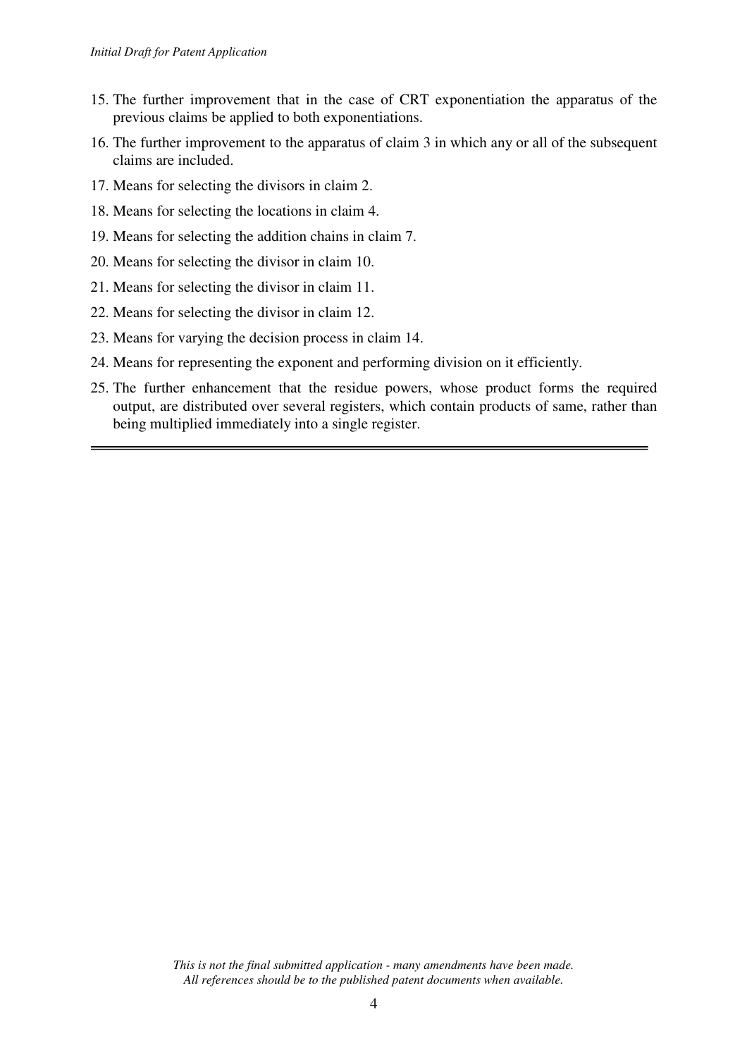15. The further improvement that in the case of CRT exponentiation the apparatus of the previous claims be applied to both exponentiations.
16. The further improvement to the apparatus of claim 3 in which any or all of the subsequent claims are included.
17. Means for selecting the divisors in claim 2.
18. Means for selecting the locations in claim 4.
19. Means for selecting the addition chains in claim 7.
20. Means for selecting the divisor in claim 10.
21. Means for selecting the divisor in claim 11.
22. Means for selecting the divisor in claim 12.
23. Means for varying the decision process in claim 14.
24. Means for representing the exponent and performing division on it efficiently.
25. The further enhancement that the residue powers, whose product forms the required output, are distributed over several registers, which contain products of same, rather than being multiplied immediately into a single register.

---

*This is not the final submitted application - many amendments have been made.*
*All references should be to the published patent documents when available.*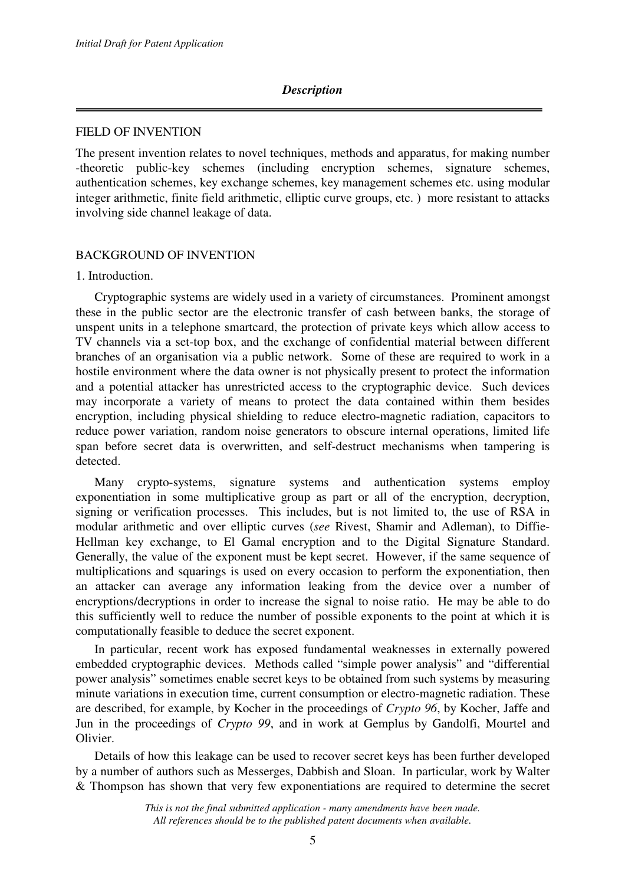## *Description*

---

### FIELD OF INVENTION

The present invention relates to novel techniques, methods and apparatus, for making number -theoretic public-key schemes (including encryption schemes, signature schemes, authentication schemes, key exchange schemes, key management schemes etc. using modular integer arithmetic, finite field arithmetic, elliptic curve groups, etc. ) more resistant to attacks involving side channel leakage of data.

### BACKGROUND OF INVENTION

1. Introduction.

Cryptographic systems are widely used in a variety of circumstances. Prominent amongst these in the public sector are the electronic transfer of cash between banks, the storage of unspent units in a telephone smartcard, the protection of private keys which allow access to TV channels via a set-top box, and the exchange of confidential material between different branches of an organisation via a public network. Some of these are required to work in a hostile environment where the data owner is not physically present to protect the information and a potential attacker has unrestricted access to the cryptographic device. Such devices may incorporate a variety of means to protect the data contained within them besides encryption, including physical shielding to reduce electro-magnetic radiation, capacitors to reduce power variation, random noise generators to obscure internal operations, limited life span before secret data is overwritten, and self-destruct mechanisms when tampering is detected.

Many crypto-systems, signature systems and authentication systems employ exponentiation in some multiplicative group as part or all of the encryption, decryption, signing or verification processes. This includes, but is not limited to, the use of RSA in modular arithmetic and over elliptic curves (*see* Rivest, Shamir and Adleman), to Diffie-Hellman key exchange, to El Gamal encryption and to the Digital Signature Standard. Generally, the value of the exponent must be kept secret. However, if the same sequence of multiplications and squarings is used on every occasion to perform the exponentiation, then an attacker can average any information leaking from the device over a number of encryptions/decryptions in order to increase the signal to noise ratio. He may be able to do this sufficiently well to reduce the number of possible exponents to the point at which it is computationally feasible to deduce the secret exponent.

In particular, recent work has exposed fundamental weaknesses in externally powered embedded cryptographic devices. Methods called "simple power analysis" and "differential power analysis" sometimes enable secret keys to be obtained from such systems by measuring minute variations in execution time, current consumption or electro-magnetic radiation. These are described, for example, by Kocher in the proceedings of *Crypto 96*, by Kocher, Jaffe and Jun in the proceedings of *Crypto 99*, and in work at Gemplus by Gandolfi, Mourtel and Olivier.

Details of how this leakage can be used to recover secret keys has been further developed by a number of authors such as Messerges, Dabbish and Sloan. In particular, work by Walter & Thompson has shown that very few exponentiations are required to determine the secret

*This is not the final submitted application - many amendments have been made.*
*All references should be to the published patent documents when available.*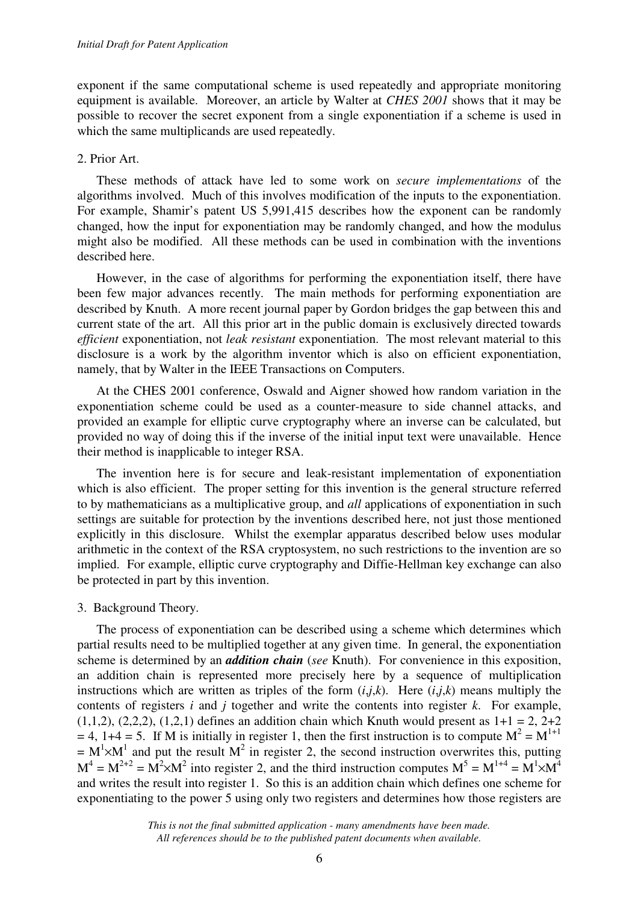exponent if the same computational scheme is used repeatedly and appropriate monitoring equipment is available. Moreover, an article by Walter at *CHES 2001* shows that it may be possible to recover the secret exponent from a single exponentiation if a scheme is used in which the same multiplicands are used repeatedly.

## 2. Prior Art.

These methods of attack have led to some work on *secure implementations* of the algorithms involved. Much of this involves modification of the inputs to the exponentiation. For example, Shamir's patent US 5,991,415 describes how the exponent can be randomly changed, how the input for exponentiation may be randomly changed, and how the modulus might also be modified. All these methods can be used in combination with the inventions described here.

However, in the case of algorithms for performing the exponentiation itself, there have been few major advances recently. The main methods for performing exponentiation are described by Knuth. A more recent journal paper by Gordon bridges the gap between this and current state of the art. All this prior art in the public domain is exclusively directed towards *efficient* exponentiation, not *leak resistant* exponentiation. The most relevant material to this disclosure is a work by the algorithm inventor which is also on efficient exponentiation, namely, that by Walter in the IEEE Transactions on Computers.

At the CHES 2001 conference, Oswald and Aigner showed how random variation in the exponentiation scheme could be used as a counter-measure to side channel attacks, and provided an example for elliptic curve cryptography where an inverse can be calculated, but provided no way of doing this if the inverse of the initial input text were unavailable. Hence their method is inapplicable to integer RSA.

The invention here is for secure and leak-resistant implementation of exponentiation which is also efficient. The proper setting for this invention is the general structure referred to by mathematicians as a multiplicative group, and *all* applications of exponentiation in such settings are suitable for protection by the inventions described here, not just those mentioned explicitly in this disclosure. Whilst the exemplar apparatus described below uses modular arithmetic in the context of the RSA cryptosystem, no such restrictions to the invention are so implied. For example, elliptic curve cryptography and Diffie-Hellman key exchange can also be protected in part by this invention.

## 3. Background Theory.

The process of exponentiation can be described using a scheme which determines which partial results need to be multiplied together at any given time. In general, the exponentiation scheme is determined by an ***addition chain*** (*see* Knuth). For convenience in this exposition, an addition chain is represented more precisely here by a sequence of multiplication instructions which are written as triples of the form $(i,j,k)$. Here $(i,j,k)$ means multiply the contents of registers $i$ and $j$ together and write the contents into register $k$. For example, (1,1,2), (2,2,2), (1,2,1) defines an addition chain which Knuth would present as 1+1 = 2, 2+2 = 4, 1+4 = 5. If M is initially in register 1, then the first instruction is to compute $M^2 = M^{1+1} = M^1 \times M^1$ and put the result $M^2$ in register 2, the second instruction overwrites this, putting $M^4 = M^{2+2} = M^2 \times M^2$ into register 2, and the third instruction computes $M^5 = M^{1+4} = M^1 \times M^4$ and writes the result into register 1. So this is an addition chain which defines one scheme for exponentiating to the power 5 using only two registers and determines how those registers are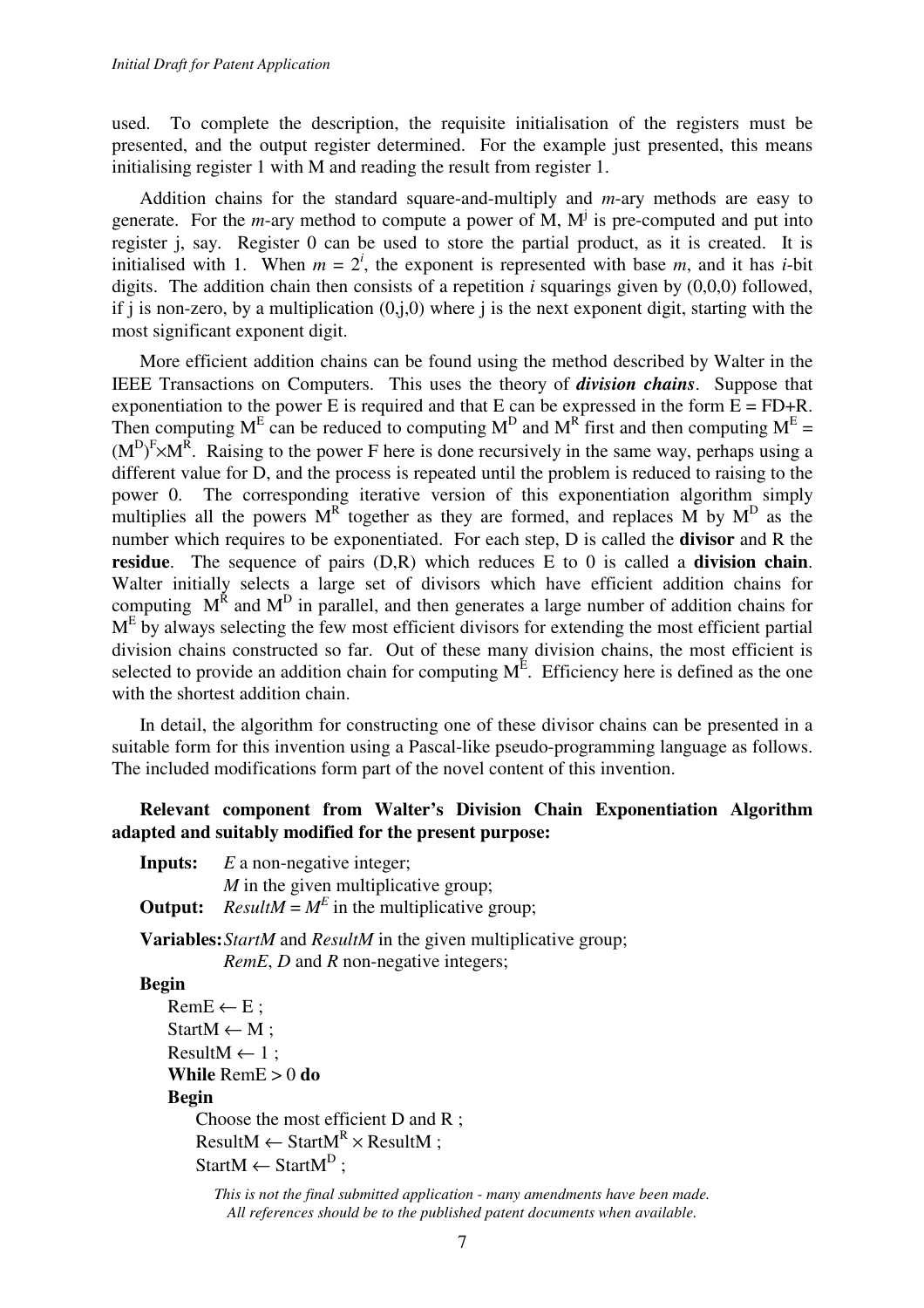used. To complete the description, the requisite initialisation of the registers must be presented, and the output register determined. For the example just presented, this means initialising register 1 with M and reading the result from register 1.

Addition chains for the standard square-and-multiply and *m*-ary methods are easy to generate. For the *m*-ary method to compute a power of M, $M^j$ is pre-computed and put into register j, say. Register 0 can be used to store the partial product, as it is created. It is initialised with 1. When $m = 2^i$, the exponent is represented with base *m*, and it has *i*-bit digits. The addition chain then consists of a repetition *i* squarings given by (0,0,0) followed, if j is non-zero, by a multiplication (0,j,0) where j is the next exponent digit, starting with the most significant exponent digit.

More efficient addition chains can be found using the method described by Walter in the IEEE Transactions on Computers. This uses the theory of ***division chains***. Suppose that exponentiation to the power E is required and that E can be expressed in the form E = FD+R. Then computing $M^E$ can be reduced to computing $M^D$ and $M^R$ first and then computing $M^E = (M^D)^F \times M^R$. Raising to the power F here is done recursively in the same way, perhaps using a different value for D, and the process is repeated until the problem is reduced to raising to the power 0. The corresponding iterative version of this exponentiation algorithm simply multiplies all the powers $M^R$ together as they are formed, and replaces M by $M^D$ as the number which requires to be exponentiated. For each step, D is called the **divisor** and R the **residue**. The sequence of pairs (D,R) which reduces E to 0 is called a **division chain**. Walter initially selects a large set of divisors which have efficient addition chains for computing $M^R$ and $M^D$ in parallel, and then generates a large number of addition chains for $M^E$ by always selecting the few most efficient divisors for extending the most efficient partial division chains constructed so far. Out of these many division chains, the most efficient is selected to provide an addition chain for computing $M^E$. Efficiency here is defined as the one with the shortest addition chain.

In detail, the algorithm for constructing one of these divisor chains can be presented in a suitable form for this invention using a Pascal-like pseudo-programming language as follows. The included modifications form part of the novel content of this invention.

**Relevant component from Walter's Division Chain Exponentiation Algorithm adapted and suitably modified for the present purpose:**

**Inputs:** *E* a non-negative integer;
*M* in the given multiplicative group;
**Output:** *ResultM* = $M^E$ in the multiplicative group;

**Variables:** *StartM* and *ResultM* in the given multiplicative group;
*RemE*, *D* and *R* non-negative integers;

**Begin**
RemE ← E ;
StartM ← M ;
ResultM ← 1 ;
**While** RemE > 0 **do**
**Begin**
Choose the most efficient D and R ;
ResultM ← $\text{StartM}^R \times$ ResultM ;
StartM ← $\text{StartM}^D$ ;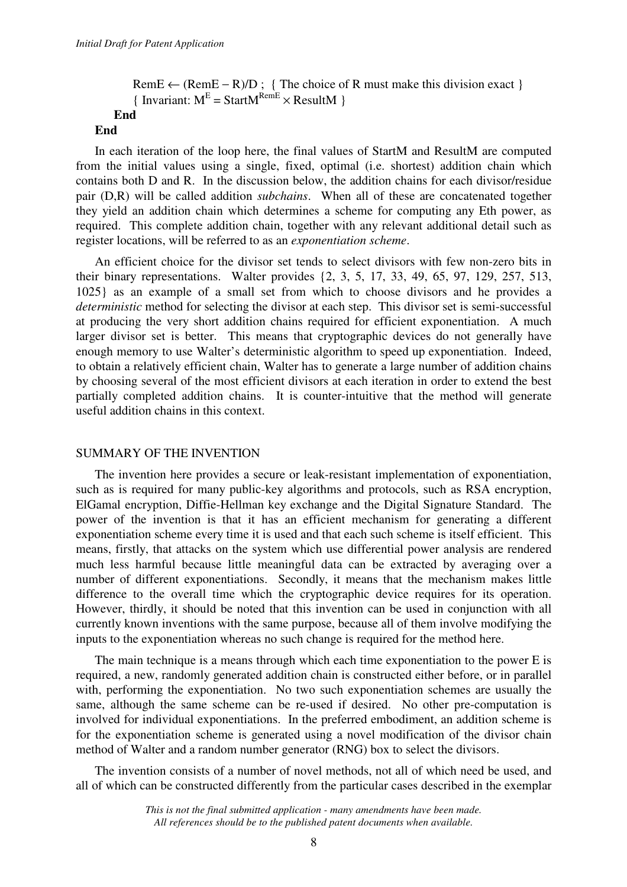RemE ← (RemE − R)/D ; { The choice of R must make this division exact }
{ Invariant: $M^E = \text{StartM}^{\text{RemE}} \times \text{ResultM}$ }

**End**

**End**

In each iteration of the loop here, the final values of StartM and ResultM are computed from the initial values using a single, fixed, optimal (i.e. shortest) addition chain which contains both D and R. In the discussion below, the addition chains for each divisor/residue pair (D,R) will be called addition *subchains*. When all of these are concatenated together they yield an addition chain which determines a scheme for computing any Eth power, as required. This complete addition chain, together with any relevant additional detail such as register locations, will be referred to as an *exponentiation scheme*.

An efficient choice for the divisor set tends to select divisors with few non-zero bits in their binary representations. Walter provides {2, 3, 5, 17, 33, 49, 65, 97, 129, 257, 513, 1025} as an example of a small set from which to choose divisors and he provides a *deterministic* method for selecting the divisor at each step. This divisor set is semi-successful at producing the very short addition chains required for efficient exponentiation. A much larger divisor set is better. This means that cryptographic devices do not generally have enough memory to use Walter's deterministic algorithm to speed up exponentiation. Indeed, to obtain a relatively efficient chain, Walter has to generate a large number of addition chains by choosing several of the most efficient divisors at each iteration in order to extend the best partially completed addition chains. It is counter-intuitive that the method will generate useful addition chains in this context.

## SUMMARY OF THE INVENTION

The invention here provides a secure or leak-resistant implementation of exponentiation, such as is required for many public-key algorithms and protocols, such as RSA encryption, ElGamal encryption, Diffie-Hellman key exchange and the Digital Signature Standard. The power of the invention is that it has an efficient mechanism for generating a different exponentiation scheme every time it is used and that each such scheme is itself efficient. This means, firstly, that attacks on the system which use differential power analysis are rendered much less harmful because little meaningful data can be extracted by averaging over a number of different exponentiations. Secondly, it means that the mechanism makes little difference to the overall time which the cryptographic device requires for its operation. However, thirdly, it should be noted that this invention can be used in conjunction with all currently known inventions with the same purpose, because all of them involve modifying the inputs to the exponentiation whereas no such change is required for the method here.

The main technique is a means through which each time exponentiation to the power E is required, a new, randomly generated addition chain is constructed either before, or in parallel with, performing the exponentiation. No two such exponentiation schemes are usually the same, although the same scheme can be re-used if desired. No other pre-computation is involved for individual exponentiations. In the preferred embodiment, an addition scheme is for the exponentiation scheme is generated using a novel modification of the divisor chain method of Walter and a random number generator (RNG) box to select the divisors.

The invention consists of a number of novel methods, not all of which need be used, and all of which can be constructed differently from the particular cases described in the exemplar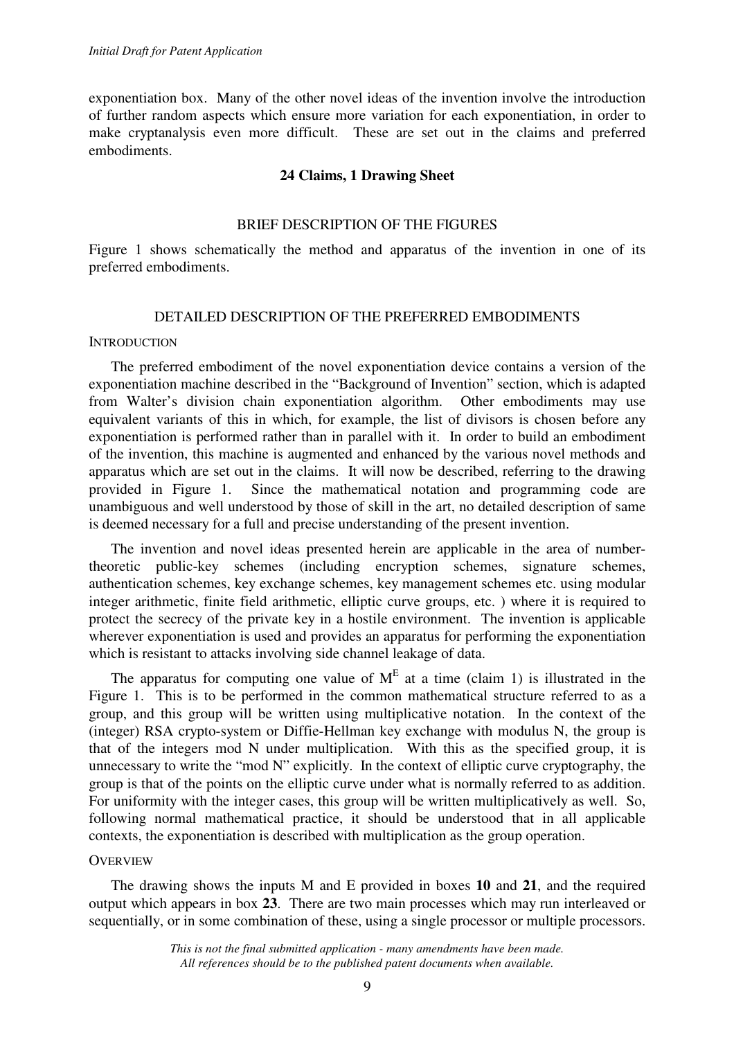exponentiation box. Many of the other novel ideas of the invention involve the introduction of further random aspects which ensure more variation for each exponentiation, in order to make cryptanalysis even more difficult. These are set out in the claims and preferred embodiments.

**24 Claims, 1 Drawing Sheet**

## BRIEF DESCRIPTION OF THE FIGURES

Figure 1 shows schematically the method and apparatus of the invention in one of its preferred embodiments.

## DETAILED DESCRIPTION OF THE PREFERRED EMBODIMENTS

### INTRODUCTION

The preferred embodiment of the novel exponentiation device contains a version of the exponentiation machine described in the "Background of Invention" section, which is adapted from Walter's division chain exponentiation algorithm. Other embodiments may use equivalent variants of this in which, for example, the list of divisors is chosen before any exponentiation is performed rather than in parallel with it. In order to build an embodiment of the invention, this machine is augmented and enhanced by the various novel methods and apparatus which are set out in the claims. It will now be described, referring to the drawing provided in Figure 1. Since the mathematical notation and programming code are unambiguous and well understood by those of skill in the art, no detailed description of same is deemed necessary for a full and precise understanding of the present invention.

The invention and novel ideas presented herein are applicable in the area of number-theoretic public-key schemes (including encryption schemes, signature schemes, authentication schemes, key exchange schemes, key management schemes etc. using modular integer arithmetic, finite field arithmetic, elliptic curve groups, etc. ) where it is required to protect the secrecy of the private key in a hostile environment. The invention is applicable wherever exponentiation is used and provides an apparatus for performing the exponentiation which is resistant to attacks involving side channel leakage of data.

The apparatus for computing one value of $M^E$ at a time (claim 1) is illustrated in the Figure 1. This is to be performed in the common mathematical structure referred to as a group, and this group will be written using multiplicative notation. In the context of the (integer) RSA crypto-system or Diffie-Hellman key exchange with modulus N, the group is that of the integers mod N under multiplication. With this as the specified group, it is unnecessary to write the "mod N" explicitly. In the context of elliptic curve cryptography, the group is that of the points on the elliptic curve under what is normally referred to as addition. For uniformity with the integer cases, this group will be written multiplicatively as well. So, following normal mathematical practice, it should be understood that in all applicable contexts, the exponentiation is described with multiplication as the group operation.

### OVERVIEW

The drawing shows the inputs M and E provided in boxes **10** and **21**, and the required output which appears in box **23**. There are two main processes which may run interleaved or sequentially, or in some combination of these, using a single processor or multiple processors.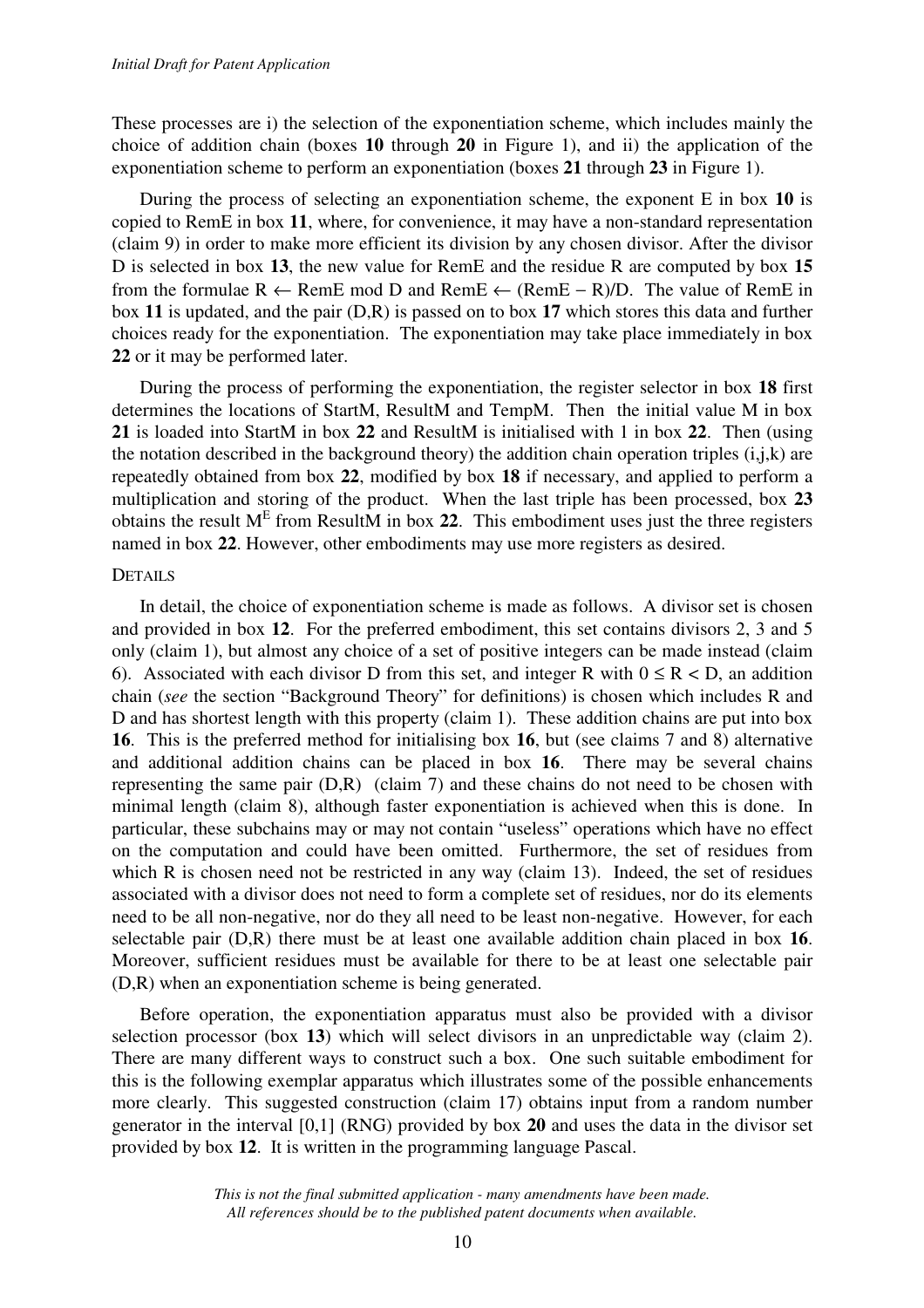These processes are i) the selection of the exponentiation scheme, which includes mainly the choice of addition chain (boxes **10** through **20** in Figure 1), and ii) the application of the exponentiation scheme to perform an exponentiation (boxes **21** through **23** in Figure 1).

During the process of selecting an exponentiation scheme, the exponent E in box **10** is copied to RemE in box **11**, where, for convenience, it may have a non-standard representation (claim 9) in order to make more efficient its division by any chosen divisor. After the divisor D is selected in box **13**, the new value for RemE and the residue R are computed by box **15** from the formulae $R \leftarrow \text{RemE} \bmod D$ and $\text{RemE} \leftarrow (\text{RemE} - R)/D$. The value of RemE in box **11** is updated, and the pair (D,R) is passed on to box **17** which stores this data and further choices ready for the exponentiation. The exponentiation may take place immediately in box **22** or it may be performed later.

During the process of performing the exponentiation, the register selector in box **18** first determines the locations of StartM, ResultM and TempM. Then the initial value M in box **21** is loaded into StartM in box **22** and ResultM is initialised with 1 in box **22**. Then (using the notation described in the background theory) the addition chain operation triples (i,j,k) are repeatedly obtained from box **22**, modified by box **18** if necessary, and applied to perform a multiplication and storing of the product. When the last triple has been processed, box **23** obtains the result $M^E$ from ResultM in box **22**. This embodiment uses just the three registers named in box **22**. However, other embodiments may use more registers as desired.

DETAILS

In detail, the choice of exponentiation scheme is made as follows. A divisor set is chosen and provided in box **12**. For the preferred embodiment, this set contains divisors 2, 3 and 5 only (claim 1), but almost any choice of a set of positive integers can be made instead (claim 6). Associated with each divisor D from this set, and integer R with $0 \le R < D$, an addition chain (*see* the section "Background Theory" for definitions) is chosen which includes R and D and has shortest length with this property (claim 1). These addition chains are put into box **16**. This is the preferred method for initialising box **16**, but (see claims 7 and 8) alternative and additional addition chains can be placed in box **16**. There may be several chains representing the same pair (D,R) (claim 7) and these chains do not need to be chosen with minimal length (claim 8), although faster exponentiation is achieved when this is done. In particular, these subchains may or may not contain "useless" operations which have no effect on the computation and could have been omitted. Furthermore, the set of residues from which R is chosen need not be restricted in any way (claim 13). Indeed, the set of residues associated with a divisor does not need to form a complete set of residues, nor do its elements need to be all non-negative, nor do they all need to be least non-negative. However, for each selectable pair (D,R) there must be at least one available addition chain placed in box **16**. Moreover, sufficient residues must be available for there to be at least one selectable pair (D,R) when an exponentiation scheme is being generated.

Before operation, the exponentiation apparatus must also be provided with a divisor selection processor (box **13**) which will select divisors in an unpredictable way (claim 2). There are many different ways to construct such a box. One such suitable embodiment for this is the following exemplar apparatus which illustrates some of the possible enhancements more clearly. This suggested construction (claim 17) obtains input from a random number generator in the interval [0,1] (RNG) provided by box **20** and uses the data in the divisor set provided by box **12**. It is written in the programming language Pascal.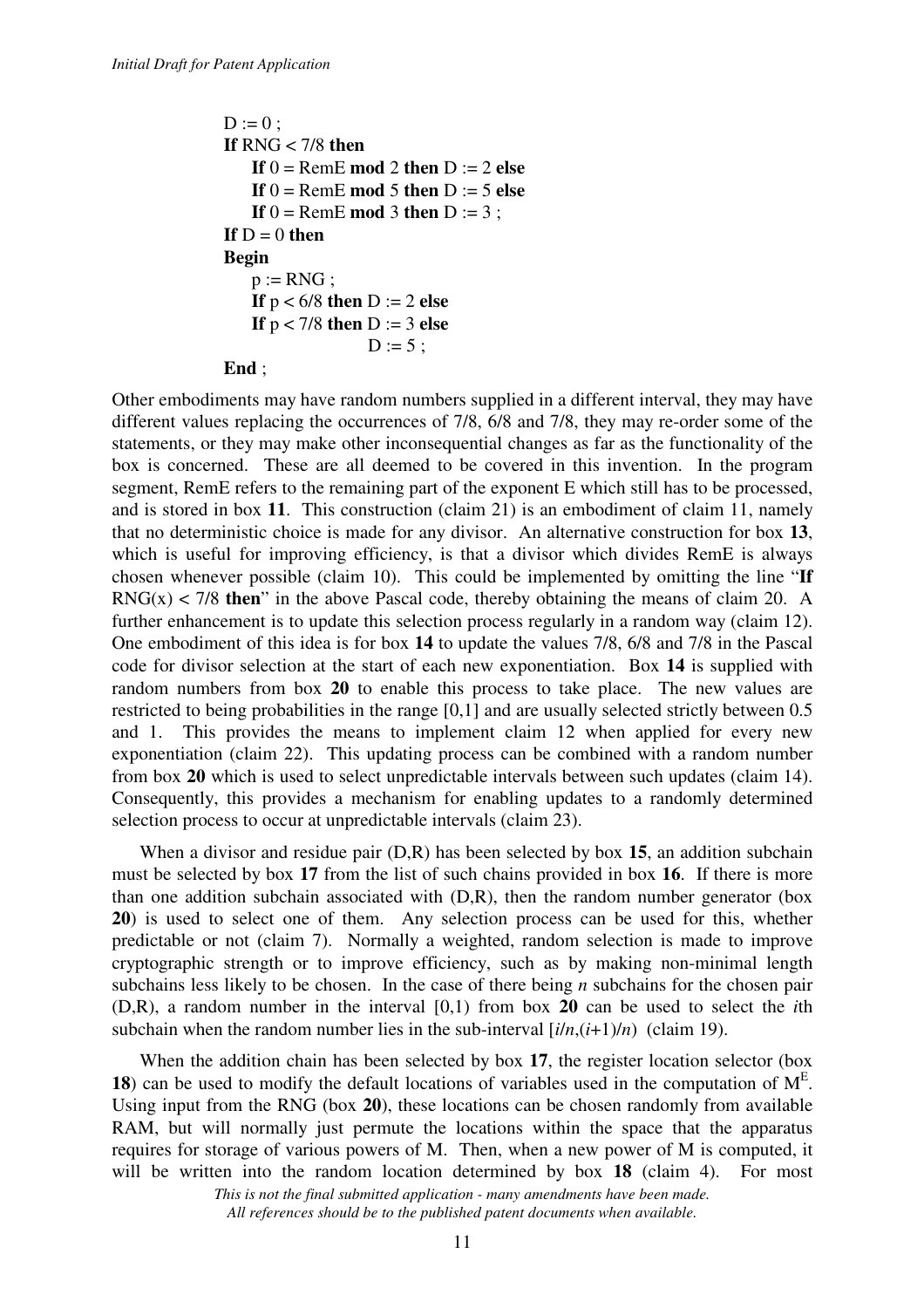```
D := 0 ;
If RNG < 7/8 then
    If 0 = RemE mod 2 then D := 2 else
    If 0 = RemE mod 5 then D := 5 else
    If 0 = RemE mod 3 then D := 3 ;
If D = 0 then
Begin
    p := RNG ;
    If p < 6/8 then D := 2 else
    If p < 7/8 then D := 3 else
                    D := 5 ;
End ;
```

Other embodiments may have random numbers supplied in a different interval, they may have different values replacing the occurrences of 7/8, 6/8 and 7/8, they may re-order some of the statements, or they may make other inconsequential changes as far as the functionality of the box is concerned. These are all deemed to be covered in this invention. In the program segment, RemE refers to the remaining part of the exponent E which still has to be processed, and is stored in box **11**. This construction (claim 21) is an embodiment of claim 11, namely that no deterministic choice is made for any divisor. An alternative construction for box **13**, which is useful for improving efficiency, is that a divisor which divides RemE is always chosen whenever possible (claim 10). This could be implemented by omitting the line "**If** RNG(x) < 7/8 **then**" in the above Pascal code, thereby obtaining the means of claim 20. A further enhancement is to update this selection process regularly in a random way (claim 12). One embodiment of this idea is for box **14** to update the values 7/8, 6/8 and 7/8 in the Pascal code for divisor selection at the start of each new exponentiation. Box **14** is supplied with random numbers from box **20** to enable this process to take place. The new values are restricted to being probabilities in the range [0,1] and are usually selected strictly between 0.5 and 1. This provides the means to implement claim 12 when applied for every new exponentiation (claim 22). This updating process can be combined with a random number from box **20** which is used to select unpredictable intervals between such updates (claim 14). Consequently, this provides a mechanism for enabling updates to a randomly determined selection process to occur at unpredictable intervals (claim 23).

When a divisor and residue pair (D,R) has been selected by box **15**, an addition subchain must be selected by box **17** from the list of such chains provided in box **16**. If there is more than one addition subchain associated with (D,R), then the random number generator (box **20**) is used to select one of them. Any selection process can be used for this, whether predictable or not (claim 7). Normally a weighted, random selection is made to improve cryptographic strength or to improve efficiency, such as by making non-minimal length subchains less likely to be chosen. In the case of there being $n$ subchains for the chosen pair (D,R), a random number in the interval [0,1) from box **20** can be used to select the $i$th subchain when the random number lies in the sub-interval $[i/n,(i+1)/n)$ (claim 19).

When the addition chain has been selected by box **17**, the register location selector (box **18**) can be used to modify the default locations of variables used in the computation of $M^E$. Using input from the RNG (box **20**), these locations can be chosen randomly from available RAM, but will normally just permute the locations within the space that the apparatus requires for storage of various powers of M. Then, when a new power of M is computed, it will be written into the random location determined by box **18** (claim 4). For most

*This is not the final submitted application - many amendments have been made.*
*All references should be to the published patent documents when available.*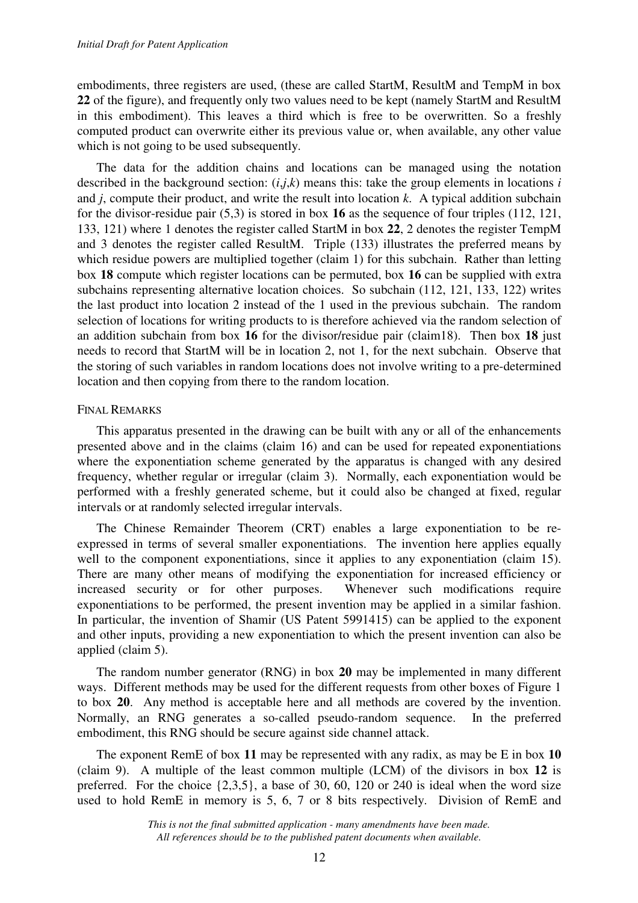embodiments, three registers are used, (these are called StartM, ResultM and TempM in box **22** of the figure), and frequently only two values need to be kept (namely StartM and ResultM in this embodiment). This leaves a third which is free to be overwritten. So a freshly computed product can overwrite either its previous value or, when available, any other value which is not going to be used subsequently.

The data for the addition chains and locations can be managed using the notation described in the background section: $(i,j,k)$ means this: take the group elements in locations $i$ and $j$, compute their product, and write the result into location $k$. A typical addition subchain for the divisor-residue pair (5,3) is stored in box **16** as the sequence of four triples (112, 121, 133, 121) where 1 denotes the register called StartM in box **22**, 2 denotes the register TempM and 3 denotes the register called ResultM. Triple (133) illustrates the preferred means by which residue powers are multiplied together (claim 1) for this subchain. Rather than letting box **18** compute which register locations can be permuted, box **16** can be supplied with extra subchains representing alternative location choices. So subchain (112, 121, 133, 122) writes the last product into location 2 instead of the 1 used in the previous subchain. The random selection of locations for writing products to is therefore achieved via the random selection of an addition subchain from box **16** for the divisor/residue pair (claim18). Then box **18** just needs to record that StartM will be in location 2, not 1, for the next subchain. Observe that the storing of such variables in random locations does not involve writing to a pre-determined location and then copying from there to the random location.

## FINAL REMARKS

This apparatus presented in the drawing can be built with any or all of the enhancements presented above and in the claims (claim 16) and can be used for repeated exponentiations where the exponentiation scheme generated by the apparatus is changed with any desired frequency, whether regular or irregular (claim 3). Normally, each exponentiation would be performed with a freshly generated scheme, but it could also be changed at fixed, regular intervals or at randomly selected irregular intervals.

The Chinese Remainder Theorem (CRT) enables a large exponentiation to be re-expressed in terms of several smaller exponentiations. The invention here applies equally well to the component exponentiations, since it applies to any exponentiation (claim 15). There are many other means of modifying the exponentiation for increased efficiency or increased security or for other purposes. Whenever such modifications require exponentiations to be performed, the present invention may be applied in a similar fashion. In particular, the invention of Shamir (US Patent 5991415) can be applied to the exponent and other inputs, providing a new exponentiation to which the present invention can also be applied (claim 5).

The random number generator (RNG) in box **20** may be implemented in many different ways. Different methods may be used for the different requests from other boxes of Figure 1 to box **20**. Any method is acceptable here and all methods are covered by the invention. Normally, an RNG generates a so-called pseudo-random sequence. In the preferred embodiment, this RNG should be secure against side channel attack.

The exponent RemE of box **11** may be represented with any radix, as may be E in box **10** (claim 9). A multiple of the least common multiple (LCM) of the divisors in box **12** is preferred. For the choice {2,3,5}, a base of 30, 60, 120 or 240 is ideal when the word size used to hold RemE in memory is 5, 6, 7 or 8 bits respectively. Division of RemE and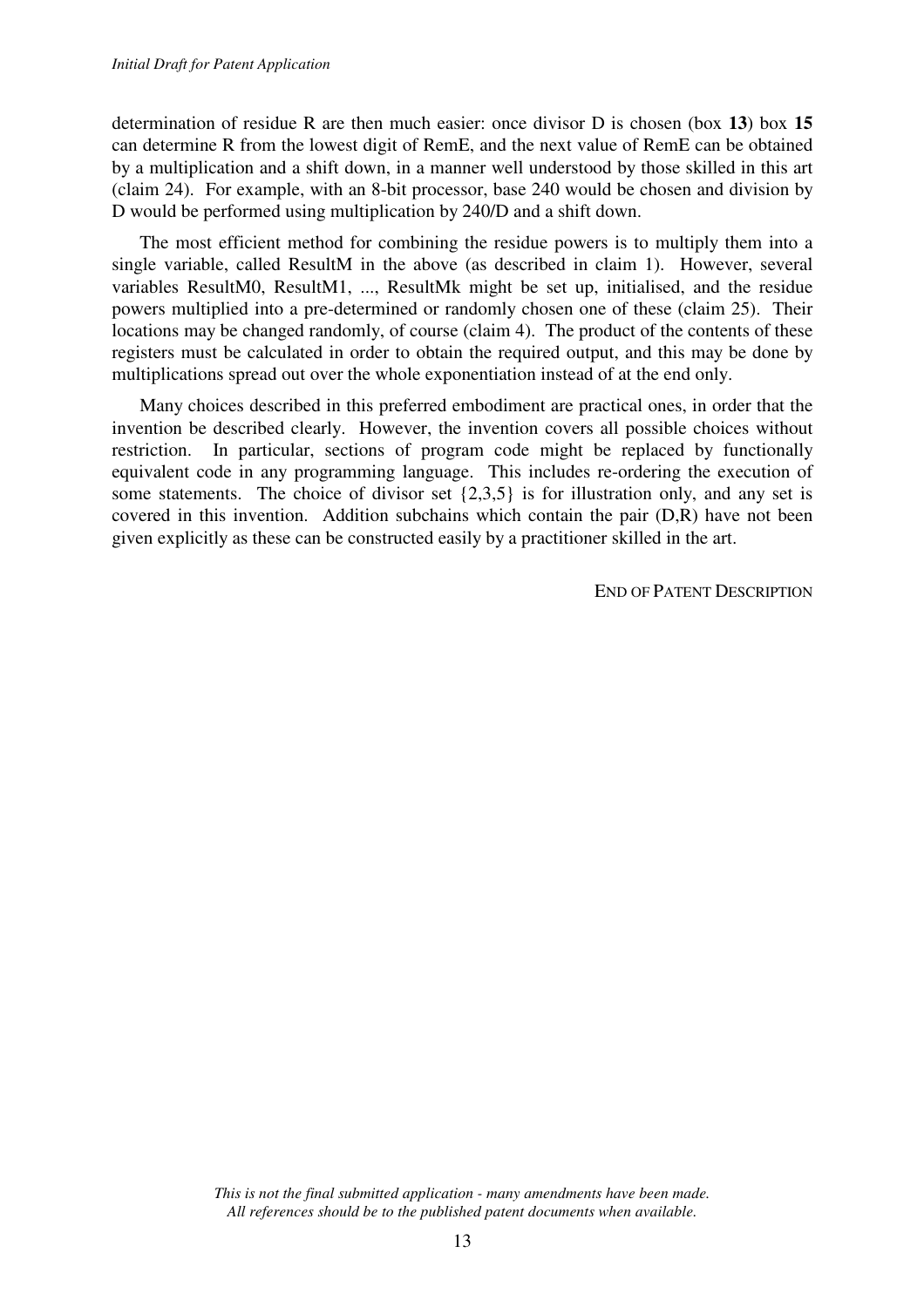determination of residue R are then much easier: once divisor D is chosen (box **13**) box **15** can determine R from the lowest digit of RemE, and the next value of RemE can be obtained by a multiplication and a shift down, in a manner well understood by those skilled in this art (claim 24). For example, with an 8-bit processor, base 240 would be chosen and division by D would be performed using multiplication by 240/D and a shift down.

The most efficient method for combining the residue powers is to multiply them into a single variable, called ResultM in the above (as described in claim 1). However, several variables ResultM0, ResultM1, ..., ResultMk might be set up, initialised, and the residue powers multiplied into a pre-determined or randomly chosen one of these (claim 25). Their locations may be changed randomly, of course (claim 4). The product of the contents of these registers must be calculated in order to obtain the required output, and this may be done by multiplications spread out over the whole exponentiation instead of at the end only.

Many choices described in this preferred embodiment are practical ones, in order that the invention be described clearly. However, the invention covers all possible choices without restriction. In particular, sections of program code might be replaced by functionally equivalent code in any programming language. This includes re-ordering the execution of some statements. The choice of divisor set {2,3,5} is for illustration only, and any set is covered in this invention. Addition subchains which contain the pair (D,R) have not been given explicitly as these can be constructed easily by a practitioner skilled in the art.

END OF PATENT DESCRIPTION

*This is not the final submitted application - many amendments have been made. All references should be to the published patent documents when available.*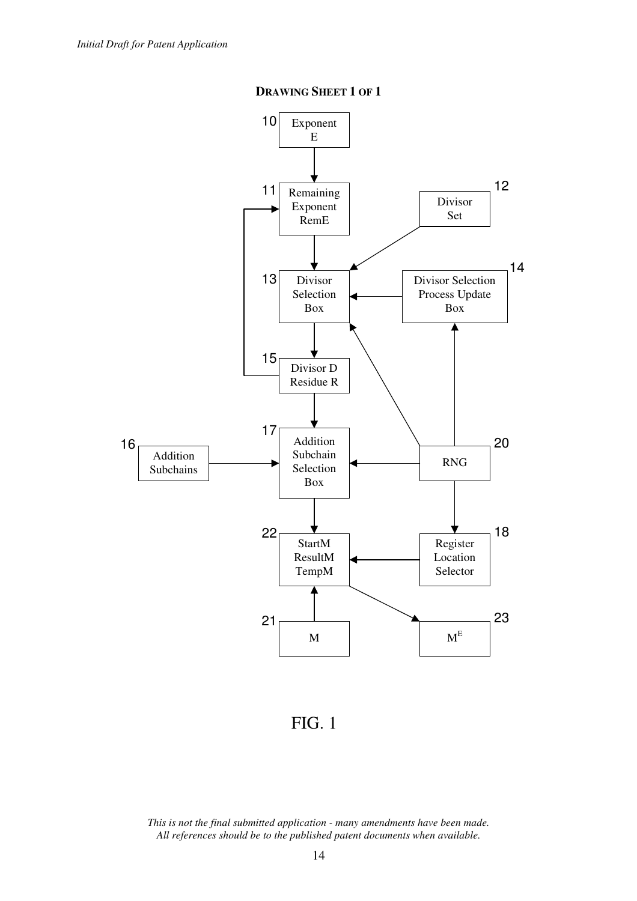**DRAWING SHEET 1 OF 1**

10 Exponent E

11 Remaining Exponent RemE

12 Divisor Set

13 Divisor Selection Box

14 Divisor Selection Process Update Box

15 Divisor D Residue R

16 Addition Subchains

17 Addition Subchain Selection Box

18 Register Location Selector

20 RNG

21 M

22 StartM ResultM TempM

23 $M^E$

FIG. 1

*This is not the final submitted application - many amendments have been made.*
*All references should be to the published patent documents when available.*